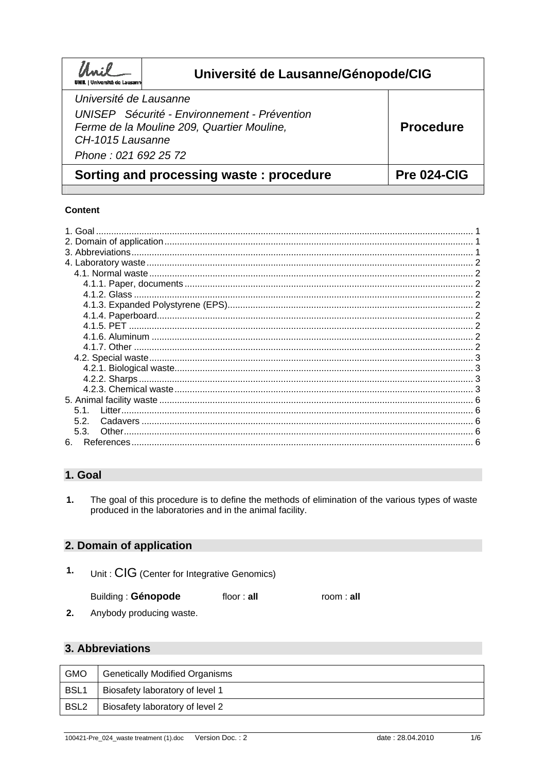| Unil UNIL \| Université de Lausanne | Université de Lausanne/Génopode/CIG | |
|---|---|---|
| *Université de Lausanne*<br>*UNISEP Sécurité - Environnement - Prévention*<br>*Ferme de la Mouline 209, Quartier Mouline,*<br>*CH-1015 Lausanne*<br>*Phone : 021 692 25 72* | | **Procedure** |
| **Sorting and processing waste : procedure** | | **Pre 024-CIG** |

**Content**

1. Goal ..... 1
2. Domain of application ..... 1
3. Abbreviations ..... 1
4. Laboratory waste ..... 2
   - 4.1. Normal waste ..... 2
     - 4.1.1. Paper, documents ..... 2
     - 4.1.2. Glass ..... 2
     - 4.1.3. Expanded Polystyrene (EPS) ..... 2
     - 4.1.4. Paperboard ..... 2
     - 4.1.5. PET ..... 2
     - 4.1.6. Aluminum ..... 2
     - 4.1.7. Other ..... 2
   - 4.2. Special waste ..... 3
     - 4.2.1. Biological waste ..... 3
     - 4.2.2. Sharps ..... 3
     - 4.2.3. Chemical waste ..... 3
5. Animal facility waste ..... 6
   - 5.1. Litter ..... 6
   - 5.2. Cadavers ..... 6
   - 5.3. Other ..... 6
6. References ..... 6

## 1. Goal

**1.** The goal of this procedure is to define the methods of elimination of the various types of waste produced in the laboratories and in the animal facility.

## 2. Domain of application

**1.** Unit : CIG (Center for Integrative Genomics)

Building : **Génopode** floor : **all** room : **all**

**2.** Anybody producing waste.

## 3. Abbreviations

| GMO | Genetically Modified Organisms |
|---|---|
| BSL1 | Biosafety laboratory of level 1 |
| BSL2 | Biosafety laboratory of level 2 |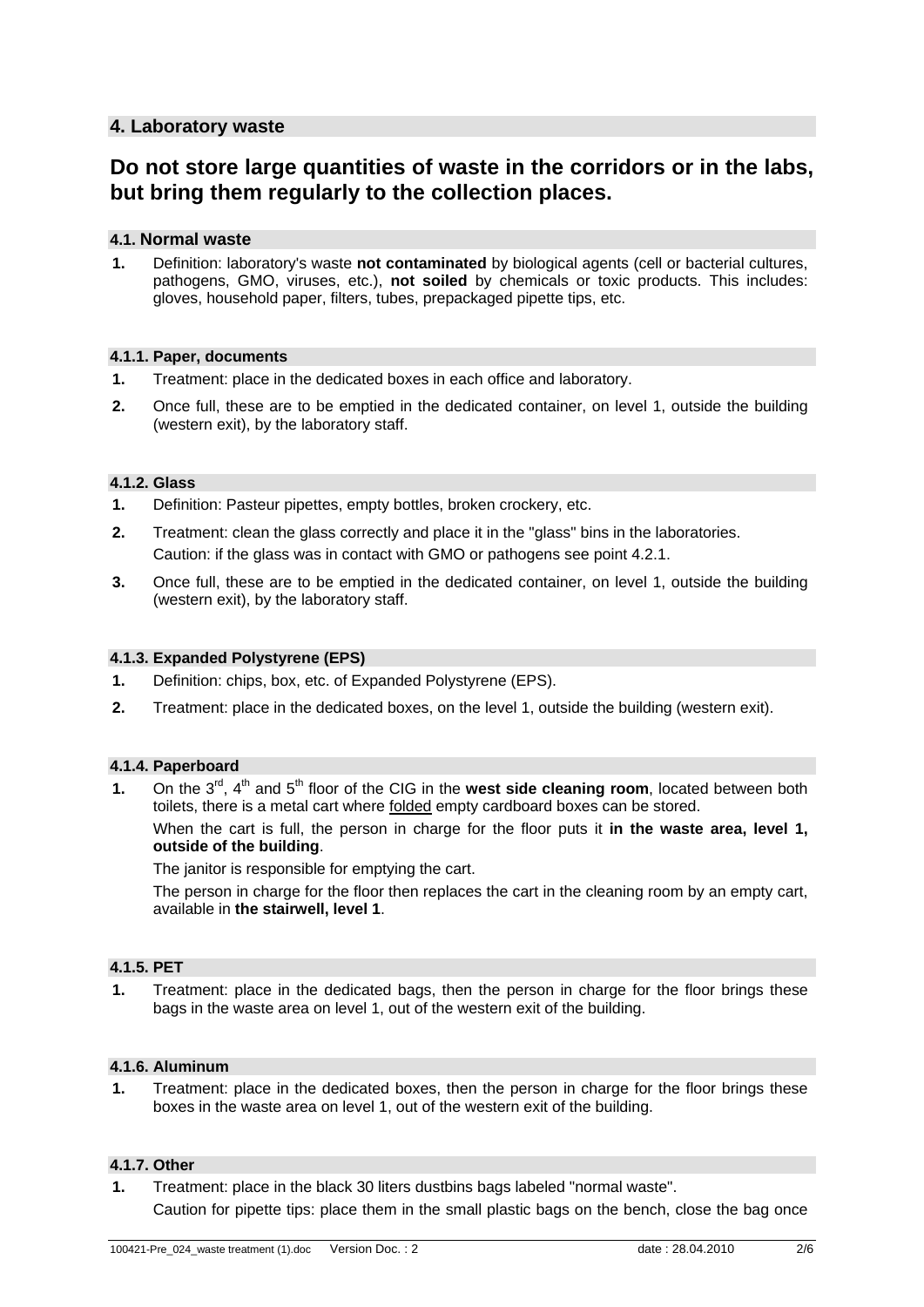## 4. Laboratory waste

## Do not store large quantities of waste in the corridors or in the labs, but bring them regularly to the collection places.

### 4.1. Normal waste

1. Definition: laboratory's waste **not contaminated** by biological agents (cell or bacterial cultures, pathogens, GMO, viruses, etc.), **not soiled** by chemicals or toxic products. This includes: gloves, household paper, filters, tubes, prepackaged pipette tips, etc.

#### 4.1.1. Paper, documents

1. Treatment: place in the dedicated boxes in each office and laboratory.
2. Once full, these are to be emptied in the dedicated container, on level 1, outside the building (western exit), by the laboratory staff.

#### 4.1.2. Glass

1. Definition: Pasteur pipettes, empty bottles, broken crockery, etc.
2. Treatment: clean the glass correctly and place it in the "glass" bins in the laboratories.
   Caution: if the glass was in contact with GMO or pathogens see point 4.2.1.
3. Once full, these are to be emptied in the dedicated container, on level 1, outside the building (western exit), by the laboratory staff.

#### 4.1.3. Expanded Polystyrene (EPS)

1. Definition: chips, box, etc. of Expanded Polystyrene (EPS).
2. Treatment: place in the dedicated boxes, on the level 1, outside the building (western exit).

#### 4.1.4. Paperboard

1. On the 3rd, 4th and 5th floor of the CIG in the **west side cleaning room**, located between both toilets, there is a metal cart where folded empty cardboard boxes can be stored.
   When the cart is full, the person in charge for the floor puts it **in the waste area, level 1, outside of the building**.
   The janitor is responsible for emptying the cart.
   The person in charge for the floor then replaces the cart in the cleaning room by an empty cart, available in **the stairwell, level 1**.

#### 4.1.5. PET

1. Treatment: place in the dedicated bags, then the person in charge for the floor brings these bags in the waste area on level 1, out of the western exit of the building.

#### 4.1.6. Aluminum

1. Treatment: place in the dedicated boxes, then the person in charge for the floor brings these boxes in the waste area on level 1, out of the western exit of the building.

#### 4.1.7. Other

1. Treatment: place in the black 30 liters dustbins bags labeled "normal waste".
   Caution for pipette tips: place them in the small plastic bags on the bench, close the bag once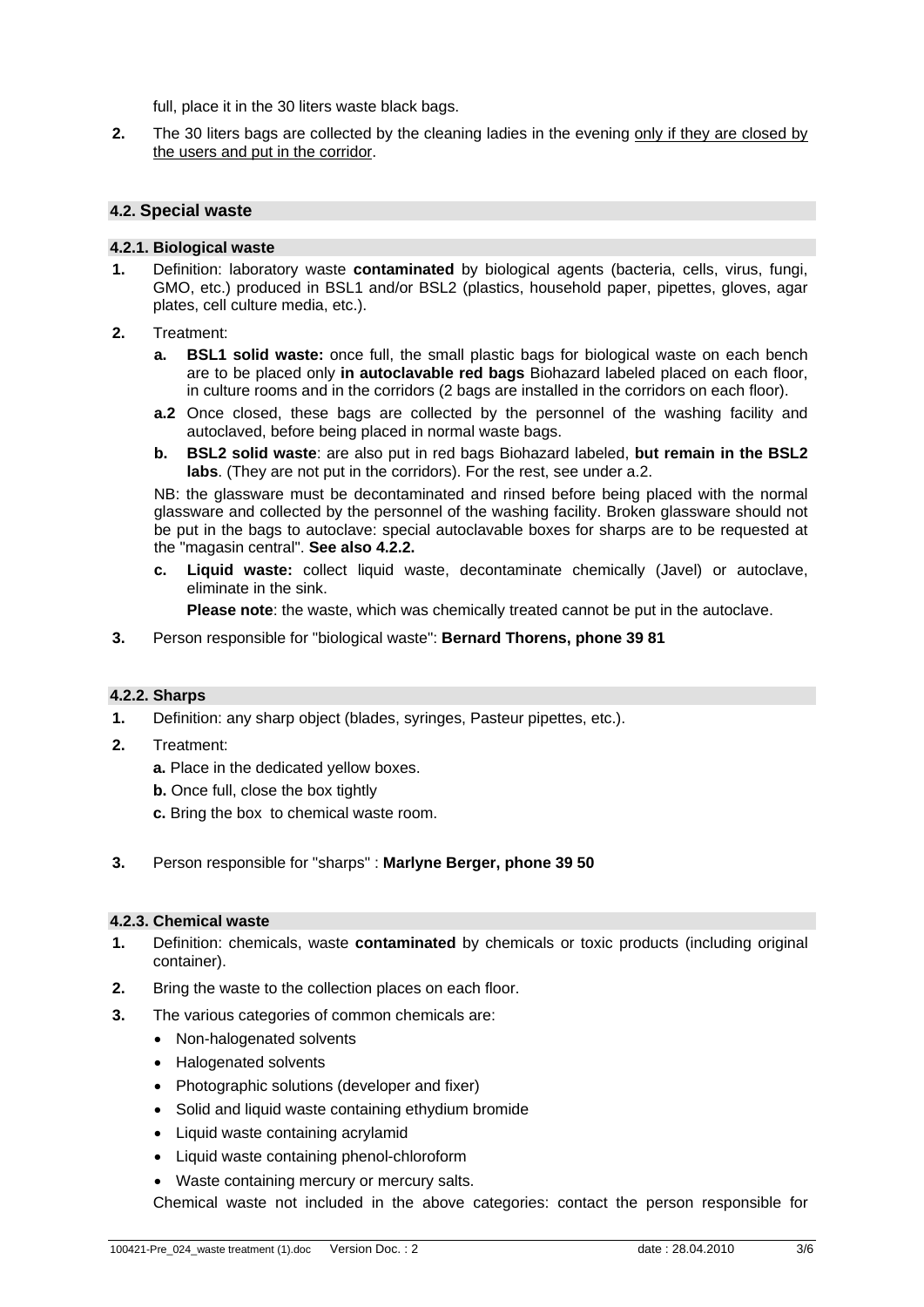full, place it in the 30 liters waste black bags.

**2.** The 30 liters bags are collected by the cleaning ladies in the evening <u>only if they are closed by the users and put in the corridor</u>.

## 4.2. Special waste

### 4.2.1. Biological waste

**1.** Definition: laboratory waste **contaminated** by biological agents (bacteria, cells, virus, fungi, GMO, etc.) produced in BSL1 and/or BSL2 (plastics, household paper, pipettes, gloves, agar plates, cell culture media, etc.).

**2.** Treatment:

**a.** **BSL1 solid waste:** once full, the small plastic bags for biological waste on each bench are to be placed only **in autoclavable red bags** Biohazard labeled placed on each floor, in culture rooms and in the corridors (2 bags are installed in the corridors on each floor).

**a.2** Once closed, these bags are collected by the personnel of the washing facility and autoclaved, before being placed in normal waste bags.

**b.** **BSL2 solid waste**: are also put in red bags Biohazard labeled, **but remain in the BSL2 labs**. (They are not put in the corridors). For the rest, see under a.2.

NB: the glassware must be decontaminated and rinsed before being placed with the normal glassware and collected by the personnel of the washing facility. Broken glassware should not be put in the bags to autoclave: special autoclavable boxes for sharps are to be requested at the "magasin central". **See also 4.2.2.**

**c.** **Liquid waste:** collect liquid waste, decontaminate chemically (Javel) or autoclave, eliminate in the sink.

**Please note**: the waste, which was chemically treated cannot be put in the autoclave.

**3.** Person responsible for "biological waste": **Bernard Thorens, phone 39 81**

### 4.2.2. Sharps

**1.** Definition: any sharp object (blades, syringes, Pasteur pipettes, etc.).

**2.** Treatment:

**a.** Place in the dedicated yellow boxes.

**b.** Once full, close the box tightly

**c.** Bring the box to chemical waste room.

**3.** Person responsible for "sharps" : **Marlyne Berger, phone 39 50**

### 4.2.3. Chemical waste

**1.** Definition: chemicals, waste **contaminated** by chemicals or toxic products (including original container).

**2.** Bring the waste to the collection places on each floor.

**3.** The various categories of common chemicals are:

- Non-halogenated solvents
- Halogenated solvents
- Photographic solutions (developer and fixer)
- Solid and liquid waste containing ethydium bromide
- Liquid waste containing acrylamid
- Liquid waste containing phenol-chloroform
- Waste containing mercury or mercury salts.

Chemical waste not included in the above categories: contact the person responsible for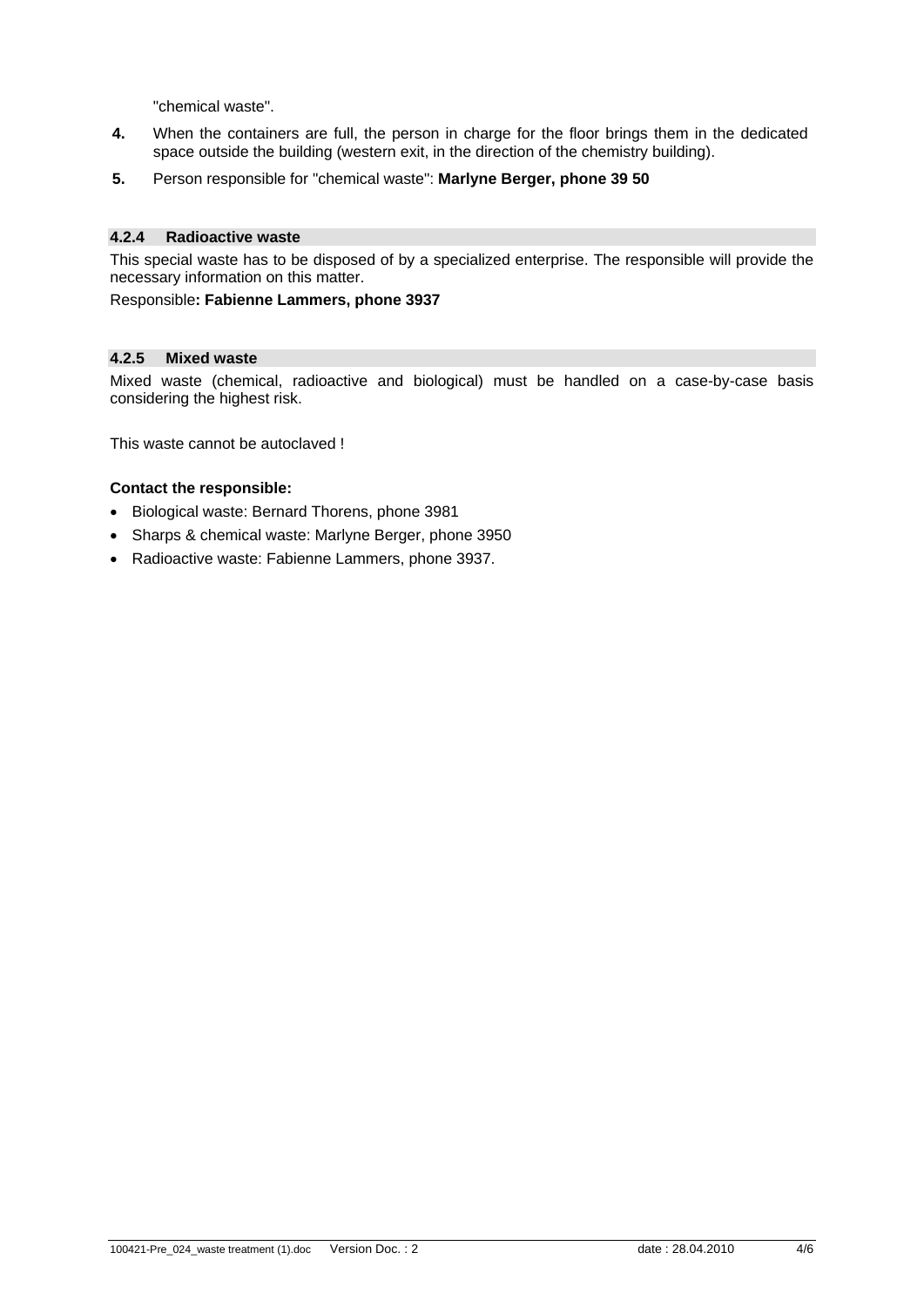"chemical waste".

4. When the containers are full, the person in charge for the floor brings them in the dedicated space outside the building (western exit, in the direction of the chemistry building).
5. Person responsible for "chemical waste": **Marlyne Berger, phone 39 50**

### 4.2.4 Radioactive waste

This special waste has to be disposed of by a specialized enterprise. The responsible will provide the necessary information on this matter.

Responsible**: Fabienne Lammers, phone 3937**

### 4.2.5 Mixed waste

Mixed waste (chemical, radioactive and biological) must be handled on a case-by-case basis considering the highest risk.

This waste cannot be autoclaved !

**Contact the responsible:**

- Biological waste: Bernard Thorens, phone 3981
- Sharps & chemical waste: Marlyne Berger, phone 3950
- Radioactive waste: Fabienne Lammers, phone 3937.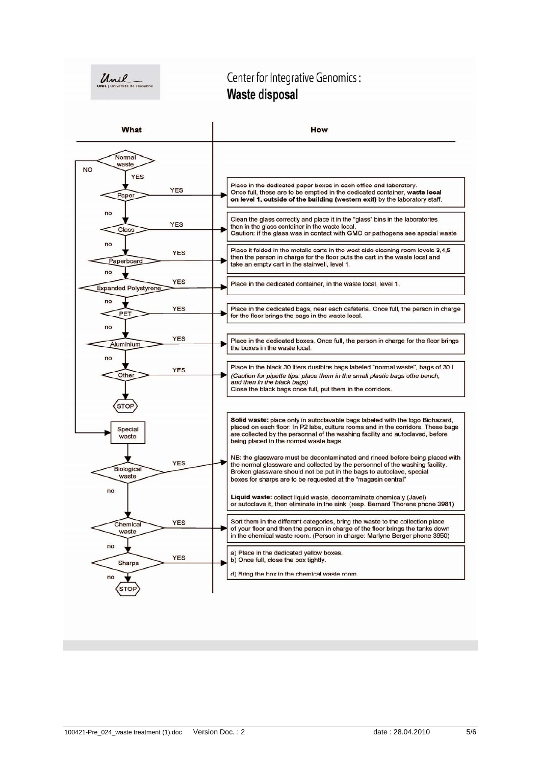Unil | Université de Lausanne

# Center for Integrative Genomics: Waste disposal

| What | How |
| --- | --- |
| **Normal waste** — NO → Special waste; YES ↓ | |
| Paper — YES | Place in the dedicated paper boxes in each office and laboratory. Once full, these are to be emptied in the dedicated container, **waste local on level 1, outside of the building (western exit)** by the laboratory staff. |
| no ↓ Glass — YES | Clean the glass correctly and place it in the "glass" bins in the laboratories then in the glass container in the waste local. Caution: if the glass was in contact with GMO or pathogens see special waste |
| no ↓ Paperboard — YES | Place it folded in the metalic carts in the west side cleaning room levels 3,4,5 then the person in charge for the floor puts the cart in the waste local and take an empty cart in the stairwell, level 1. |
| no ↓ Expanded Polystyrene — YES | Place in the dedicated container, in the waste local, level 1. |
| no ↓ PET — YES | Place in the dedicated bags, near each cafeteria. Once full, the person in charge for the floor brings the bags in the waste local. |
| no ↓ Aluminium — YES | Place in the dedicated boxes. Once full, the person in charge for the floor brings the boxes in the waste local. |
| no ↓ Other — YES | Place in the black 30 liters dustbins bags labeled "normal waste", bags of 30 l *(Caution for pipette tips: place them in the small plastic bags othe bench, and then in the black bags)* Close the black bags once full, put them in the corridors. |
| STOP | |
| **Special waste** ↓ | |
| Biological waste — YES | **Solid waste:** place only in autoclavable bags labeled with the logo Biohazard, placed on each floor: In P2 labs, culture rooms and in the corridors. These bags are collected by the personnal of the washing facility and autoclaved, before being placed in the normal waste bags. NB: the glassware must be decontaminated and rinced before being placed with the normal glassware and collected by the personnel of the washing facility. Broken glassware should not be put in the bags to autoclave, special boxes for sharps are to be requested at the "magasin central" **Liquid waste:** collect liquid waste, decontaminate chemicaly (Javel) or autoclave it, then eliminate in the sink (resp. Bernard Thorens phone 3981) |
| no ↓ Chemical waste — YES | Sort them in the different categories, bring the waste to the collection place of your floor and then the person in charge of the floor brings the tanks down in the chemical waste room. (Person in charge: Marlyne Berger phone 3950) |
| no ↓ Sharps — YES | a) Place in the dedicated yellow boxes. b) Once full, close the box tightly. d) Bring the box in the chemical waste room |
| no ↓ STOP | |

100421-Pre_024_waste treatment (1).doc Version Doc. : 2 date : 28.04.2010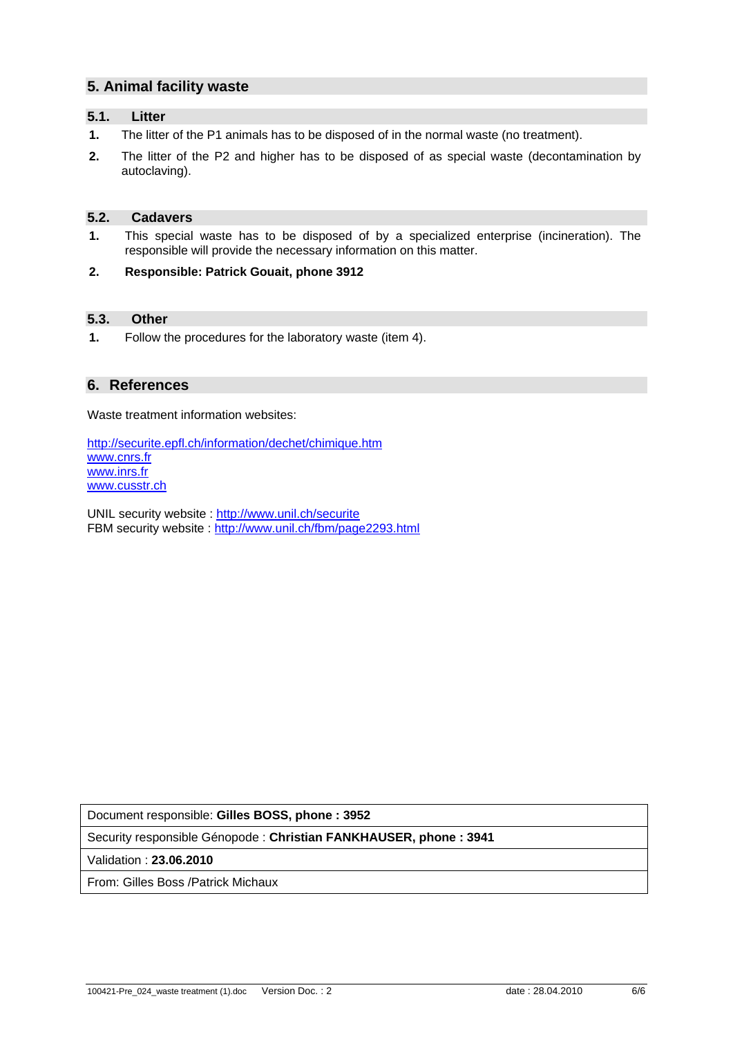## 5. Animal facility waste

### 5.1. Litter

1. The litter of the P1 animals has to be disposed of in the normal waste (no treatment).
2. The litter of the P2 and higher has to be disposed of as special waste (decontamination by autoclaving).

### 5.2. Cadavers

1. This special waste has to be disposed of by a specialized enterprise (incineration). The responsible will provide the necessary information on this matter.
2. **Responsible: Patrick Gouait, phone 3912**

### 5.3. Other

1. Follow the procedures for the laboratory waste (item 4).

## 6. References

Waste treatment information websites:

http://securite.epfl.ch/information/dechet/chimique.htm
www.cnrs.fr
www.inrs.fr
www.cusstr.ch

UNIL security website : http://www.unil.ch/securite
FBM security website : http://www.unil.ch/fbm/page2293.html

| |
|---|
| Document responsible: **Gilles BOSS, phone : 3952** |
| Security responsible Génopode : **Christian FANKHAUSER, phone : 3941** |
| Validation : **23.06.2010** |
| From: Gilles Boss /Patrick Michaux |